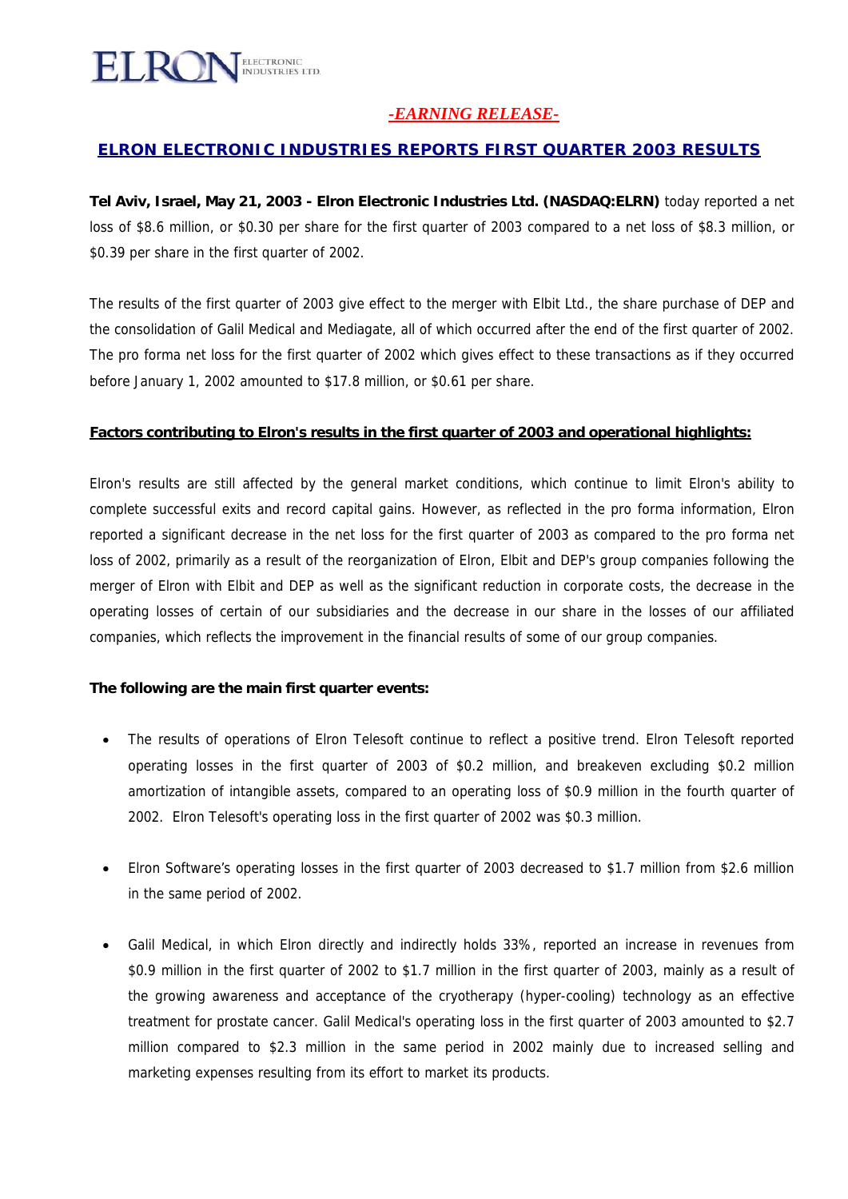ELRON ELECTRONIC INDUSTRIES LTD.

*-EARNING RELEASE-*

## ELRON ELECTRONIC INDUSTRIES REPORTS FIRST QUARTER 2003 RESULTS

**Tel Aviv, Israel, May 21, 2003 - Elron Electronic Industries Ltd. (NASDAQ:ELRN)** today reported a net loss of $8.6 million, or $0.30 per share for the first quarter of 2003 compared to a net loss of $8.3 million, or $0.39 per share in the first quarter of 2002.

The results of the first quarter of 2003 give effect to the merger with Elbit Ltd., the share purchase of DEP and the consolidation of Galil Medical and Mediagate, all of which occurred after the end of the first quarter of 2002. The pro forma net loss for the first quarter of 2002 which gives effect to these transactions as if they occurred before January 1, 2002 amounted to $17.8 million, or $0.61 per share.

**Factors contributing to Elron's results in the first quarter of 2003 and operational highlights:**

Elron's results are still affected by the general market conditions, which continue to limit Elron's ability to complete successful exits and record capital gains. However, as reflected in the pro forma information, Elron reported a significant decrease in the net loss for the first quarter of 2003 as compared to the pro forma net loss of 2002, primarily as a result of the reorganization of Elron, Elbit and DEP's group companies following the merger of Elron with Elbit and DEP as well as the significant reduction in corporate costs, the decrease in the operating losses of certain of our subsidiaries and the decrease in our share in the losses of our affiliated companies, which reflects the improvement in the financial results of some of our group companies.

**The following are the main first quarter events:**

- The results of operations of Elron Telesoft continue to reflect a positive trend. Elron Telesoft reported operating losses in the first quarter of 2003 of $0.2 million, and breakeven excluding $0.2 million amortization of intangible assets, compared to an operating loss of $0.9 million in the fourth quarter of 2002. Elron Telesoft's operating loss in the first quarter of 2002 was $0.3 million.
- Elron Software's operating losses in the first quarter of 2003 decreased to $1.7 million from $2.6 million in the same period of 2002.
- Galil Medical, in which Elron directly and indirectly holds 33%, reported an increase in revenues from $0.9 million in the first quarter of 2002 to $1.7 million in the first quarter of 2003, mainly as a result of the growing awareness and acceptance of the cryotherapy (hyper-cooling) technology as an effective treatment for prostate cancer. Galil Medical's operating loss in the first quarter of 2003 amounted to $2.7 million compared to $2.3 million in the same period in 2002 mainly due to increased selling and marketing expenses resulting from its effort to market its products.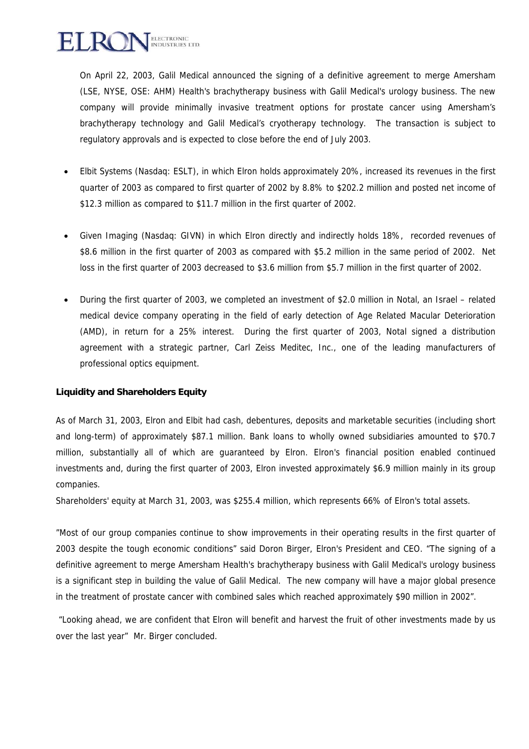On April 22, 2003, Galil Medical announced the signing of a definitive agreement to merge Amersham (LSE, NYSE, OSE: AHM) Health's brachytherapy business with Galil Medical's urology business. The new company will provide minimally invasive treatment options for prostate cancer using Amersham's brachytherapy technology and Galil Medical's cryotherapy technology. The transaction is subject to regulatory approvals and is expected to close before the end of July 2003.

- Elbit Systems (Nasdaq: ESLT), in which Elron holds approximately 20%, increased its revenues in the first quarter of 2003 as compared to first quarter of 2002 by 8.8% to $202.2 million and posted net income of $12.3 million as compared to $11.7 million in the first quarter of 2002.

- Given Imaging (Nasdaq: GIVN) in which Elron directly and indirectly holds 18%, recorded revenues of $8.6 million in the first quarter of 2003 as compared with $5.2 million in the same period of 2002. Net loss in the first quarter of 2003 decreased to $3.6 million from $5.7 million in the first quarter of 2002.

- During the first quarter of 2003, we completed an investment of $2.0 million in Notal, an Israel – related medical device company operating in the field of early detection of Age Related Macular Deterioration (AMD), in return for a 25% interest. During the first quarter of 2003, Notal signed a distribution agreement with a strategic partner, Carl Zeiss Meditec, Inc., one of the leading manufacturers of professional optics equipment.

**Liquidity and Shareholders Equity**

As of March 31, 2003, Elron and Elbit had cash, debentures, deposits and marketable securities (including short and long-term) of approximately $87.1 million. Bank loans to wholly owned subsidiaries amounted to $70.7 million, substantially all of which are guaranteed by Elron. Elron's financial position enabled continued investments and, during the first quarter of 2003, Elron invested approximately $6.9 million mainly in its group companies.

Shareholders' equity at March 31, 2003, was $255.4 million, which represents 66% of Elron's total assets.

"Most of our group companies continue to show improvements in their operating results in the first quarter of 2003 despite the tough economic conditions" said Doron Birger, Elron's President and CEO. "The signing of a definitive agreement to merge Amersham Health's brachytherapy business with Galil Medical's urology business is a significant step in building the value of Galil Medical. The new company will have a major global presence in the treatment of prostate cancer with combined sales which reached approximately $90 million in 2002".

"Looking ahead, we are confident that Elron will benefit and harvest the fruit of other investments made by us over the last year" Mr. Birger concluded.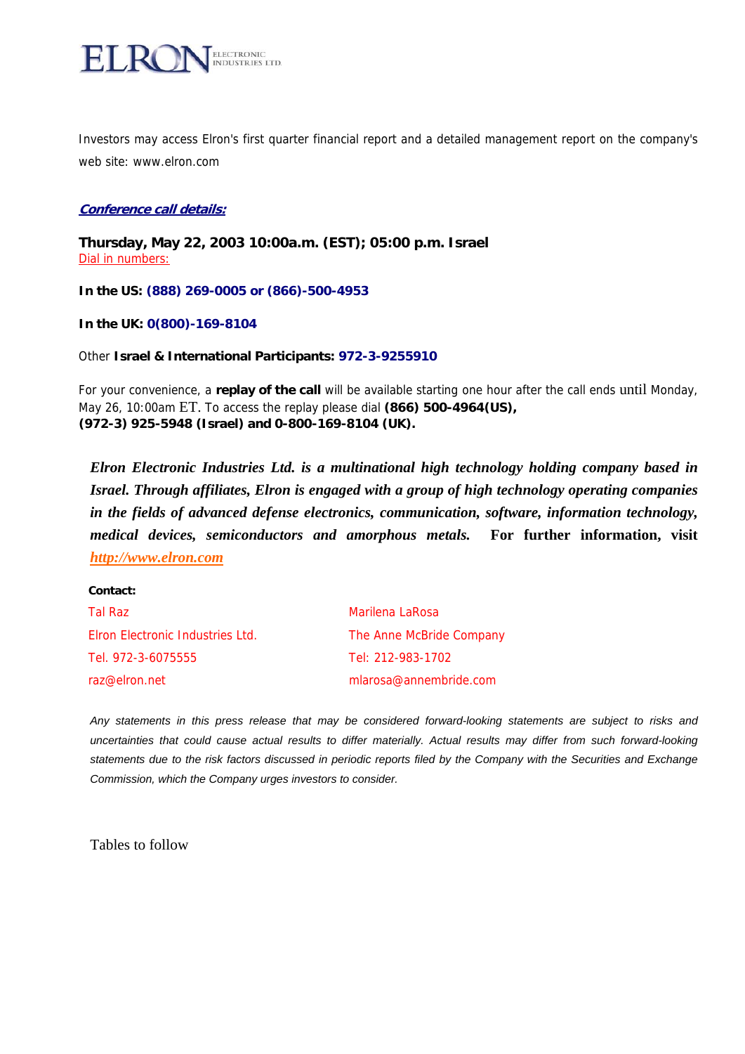Investors may access Elron's first quarter financial report and a detailed management report on the company's web site: www.elron.com

***Conference call details:***

**Thursday, May 22, 2003 10:00a.m. (EST); 05:00 p.m. Israel**
Dial in numbers:

**In the US: (888) 269-0005 or (866)-500-4953**

**In the UK: 0(800)-169-8104**

Other **Israel & International Participants: 972-3-9255910**

For your convenience, a **replay of the call** will be available starting one hour after the call ends until Monday, May 26, 10:00am ET. To access the replay please dial **(866) 500-4964(US), (972-3) 925-5948 (Israel) and 0-800-169-8104 (UK).**

***Elron Electronic Industries Ltd. is a multinational high technology holding company based in Israel. Through affiliates, Elron is engaged with a group of high technology operating companies in the fields of advanced defense electronics, communication, software, information technology, medical devices, semiconductors and amorphous metals.*** **For further information, visit *http://www.elron.com***

**Contact:**

| | |
|---|---|
| Tal Raz | Marilena LaRosa |
| Elron Electronic Industries Ltd. | The Anne McBride Company |
| Tel. 972-3-6075555 | Tel: 212-983-1702 |
| raz@elron.net | mlarosa@annembride.com |

*Any statements in this press release that may be considered forward-looking statements are subject to risks and uncertainties that could cause actual results to differ materially. Actual results may differ from such forward-looking statements due to the risk factors discussed in periodic reports filed by the Company with the Securities and Exchange Commission, which the Company urges investors to consider.*

Tables to follow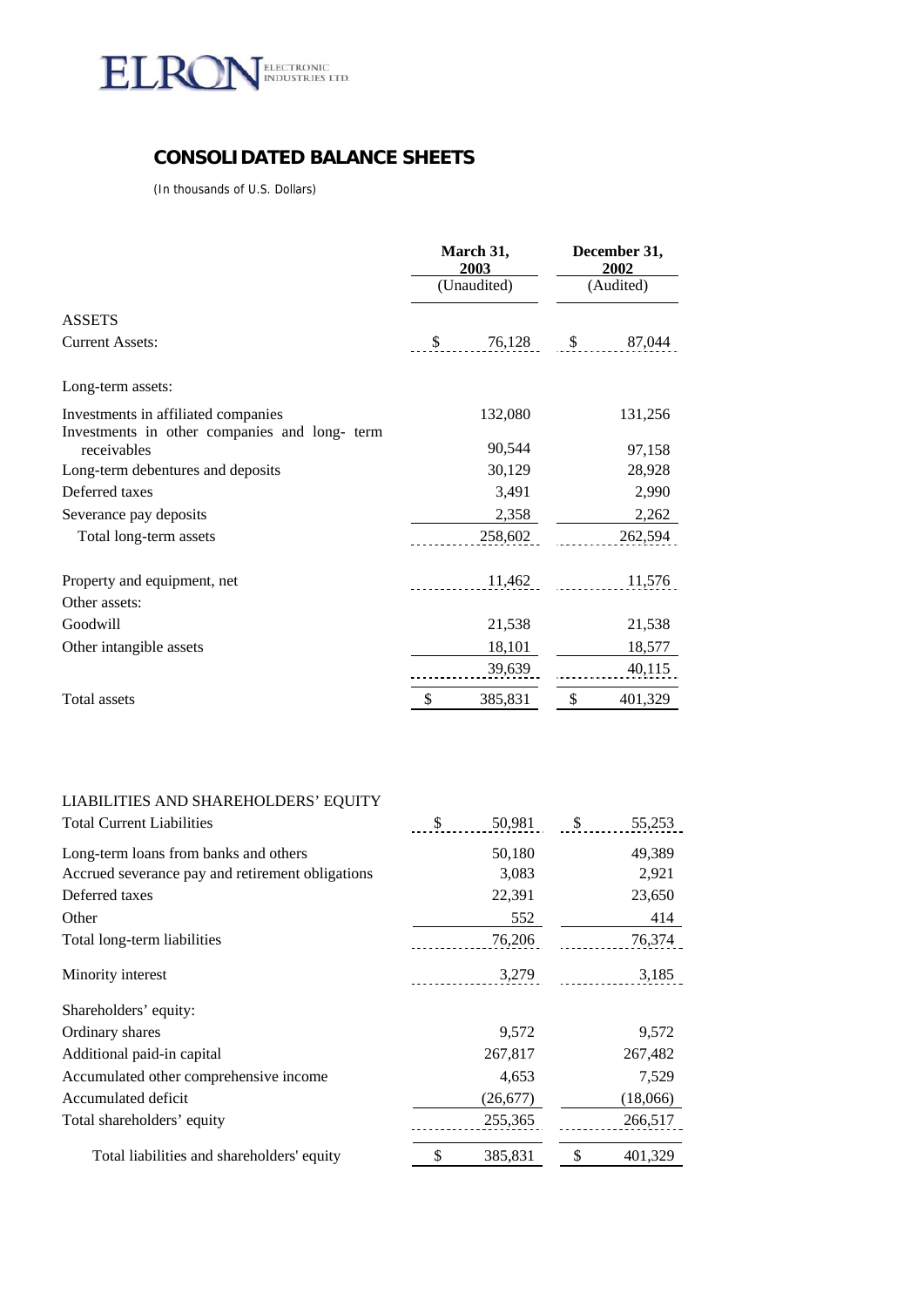ELRON ELECTRONIC INDUSTRIES LTD.

## CONSOLIDATED BALANCE SHEETS

*(In thousands of U.S. Dollars)*

| | March 31, 2003 | December 31, 2002 |
|---|---|---|
| | (Unaudited) | (Audited) |
| **ASSETS** | | |
| Current Assets: | $ 76,128 | $ 87,044 |
| Long-term assets: | | |
| Investments in affiliated companies | 132,080 | 131,256 |
| Investments in other companies and long- term receivables | 90,544 | 97,158 |
| Long-term debentures and deposits | 30,129 | 28,928 |
| Deferred taxes | 3,491 | 2,990 |
| Severance pay deposits | 2,358 | 2,262 |
| Total long-term assets | 258,602 | 262,594 |
| Property and equipment, net | 11,462 | 11,576 |
| Other assets: | | |
| Goodwill | 21,538 | 21,538 |
| Other intangible assets | 18,101 | 18,577 |
| | 39,639 | 40,115 |
| Total assets | $ 385,831 | $ 401,329 |

| | March 31, 2003 | December 31, 2002 |
|---|---|---|
| **LIABILITIES AND SHAREHOLDERS' EQUITY** | | |
| Total Current Liabilities | $ 50,981 | $ 55,253 |
| Long-term loans from banks and others | 50,180 | 49,389 |
| Accrued severance pay and retirement obligations | 3,083 | 2,921 |
| Deferred taxes | 22,391 | 23,650 |
| Other | 552 | 414 |
| Total long-term liabilities | 76,206 | 76,374 |
| Minority interest | 3,279 | 3,185 |
| Shareholders' equity: | | |
| Ordinary shares | 9,572 | 9,572 |
| Additional paid-in capital | 267,817 | 267,482 |
| Accumulated other comprehensive income | 4,653 | 7,529 |
| Accumulated deficit | (26,677) | (18,066) |
| Total shareholders' equity | 255,365 | 266,517 |
| Total liabilities and shareholders' equity | $ 385,831 | $ 401,329 |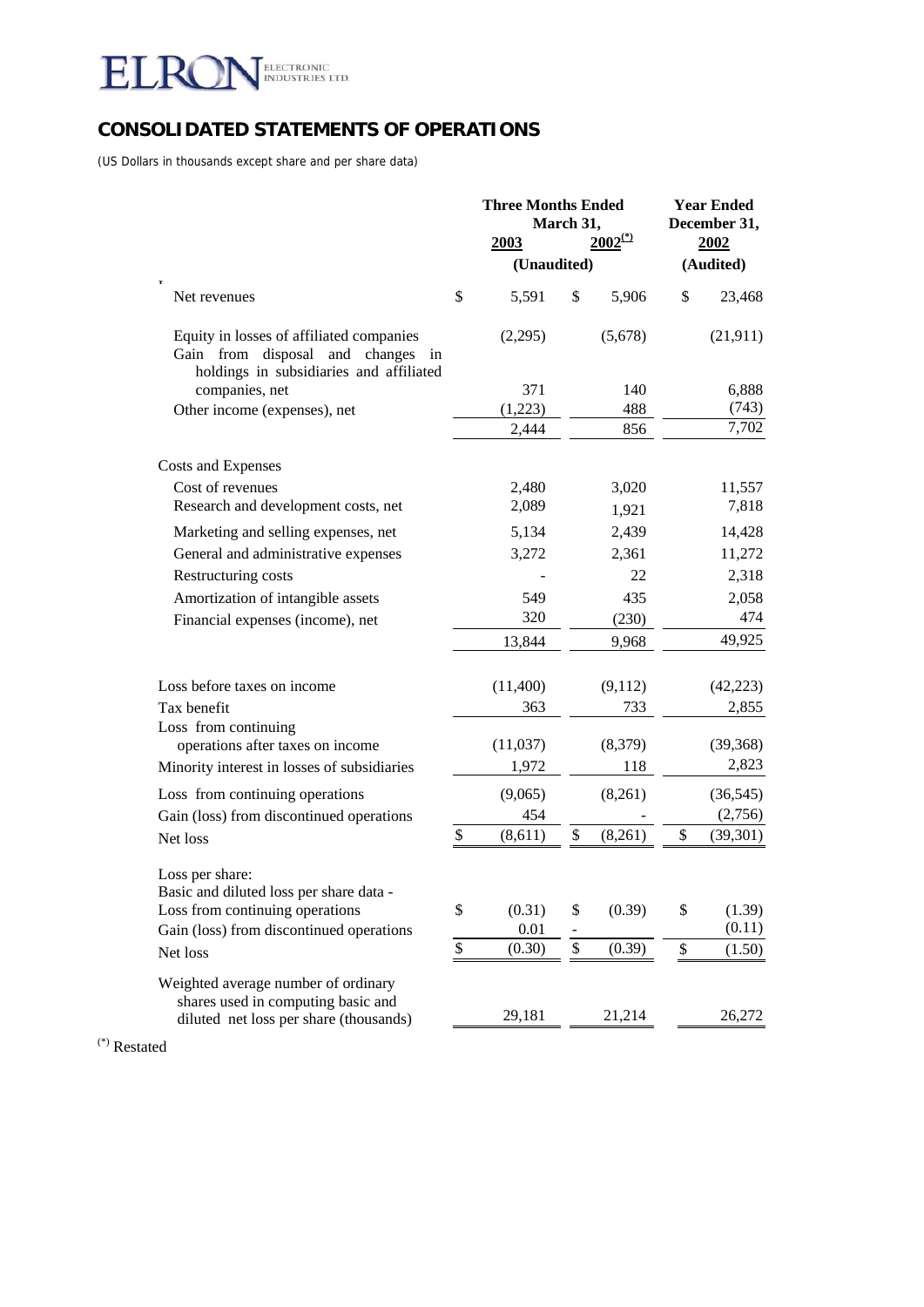ELRON ELECTRONIC INDUSTRIES LTD.

## CONSOLIDATED STATEMENTS OF OPERATIONS

*(US Dollars in thousands except share and per share data)*

| | Three Months Ended March 31, 2003 (Unaudited) | Three Months Ended March 31, 2002[(*)] (Unaudited) | Year Ended December 31, 2002 (Audited) |
|---|---|---|---|
| Net revenues | $ 5,591 | $ 5,906 | $ 23,468 |
| Equity in losses of affiliated companies | (2,295) | (5,678) | (21,911) |
| Gain from disposal and changes in holdings in subsidiaries and affiliated companies, net | 371 | 140 | 6,888 |
| Other income (expenses), net | (1,223) | 488 | (743) |
| | 2,444 | 856 | 7,702 |
| Costs and Expenses | | | |
| Cost of revenues | 2,480 | 3,020 | 11,557 |
| Research and development costs, net | 2,089 | 1,921 | 7,818 |
| Marketing and selling expenses, net | 5,134 | 2,439 | 14,428 |
| General and administrative expenses | 3,272 | 2,361 | 11,272 |
| Restructuring costs | - | 22 | 2,318 |
| Amortization of intangible assets | 549 | 435 | 2,058 |
| Financial expenses (income), net | 320 | (230) | 474 |
| | 13,844 | 9,968 | 49,925 |
| Loss before taxes on income | (11,400) | (9,112) | (42,223) |
| Tax benefit | 363 | 733 | 2,855 |
| Loss from continuing operations after taxes on income | (11,037) | (8,379) | (39,368) |
| Minority interest in losses of subsidiaries | 1,972 | 118 | 2,823 |
| Loss from continuing operations | (9,065) | (8,261) | (36,545) |
| Gain (loss) from discontinued operations | 454 | - | (2,756) |
| Net loss | $ (8,611) | $ (8,261) | $ (39,301) |
| Loss per share: | | | |
| Basic and diluted loss per share data - | | | |
| Loss from continuing operations | $ (0.31) | $ (0.39) | $ (1.39) |
| Gain (loss) from discontinued operations | 0.01 | - | (0.11) |
| Net loss | $ (0.30) | $ (0.39) | $ (1.50) |
| Weighted average number of ordinary shares used in computing basic and diluted net loss per share (thousands) | 29,181 | 21,214 | 26,272 |

(*) Restated